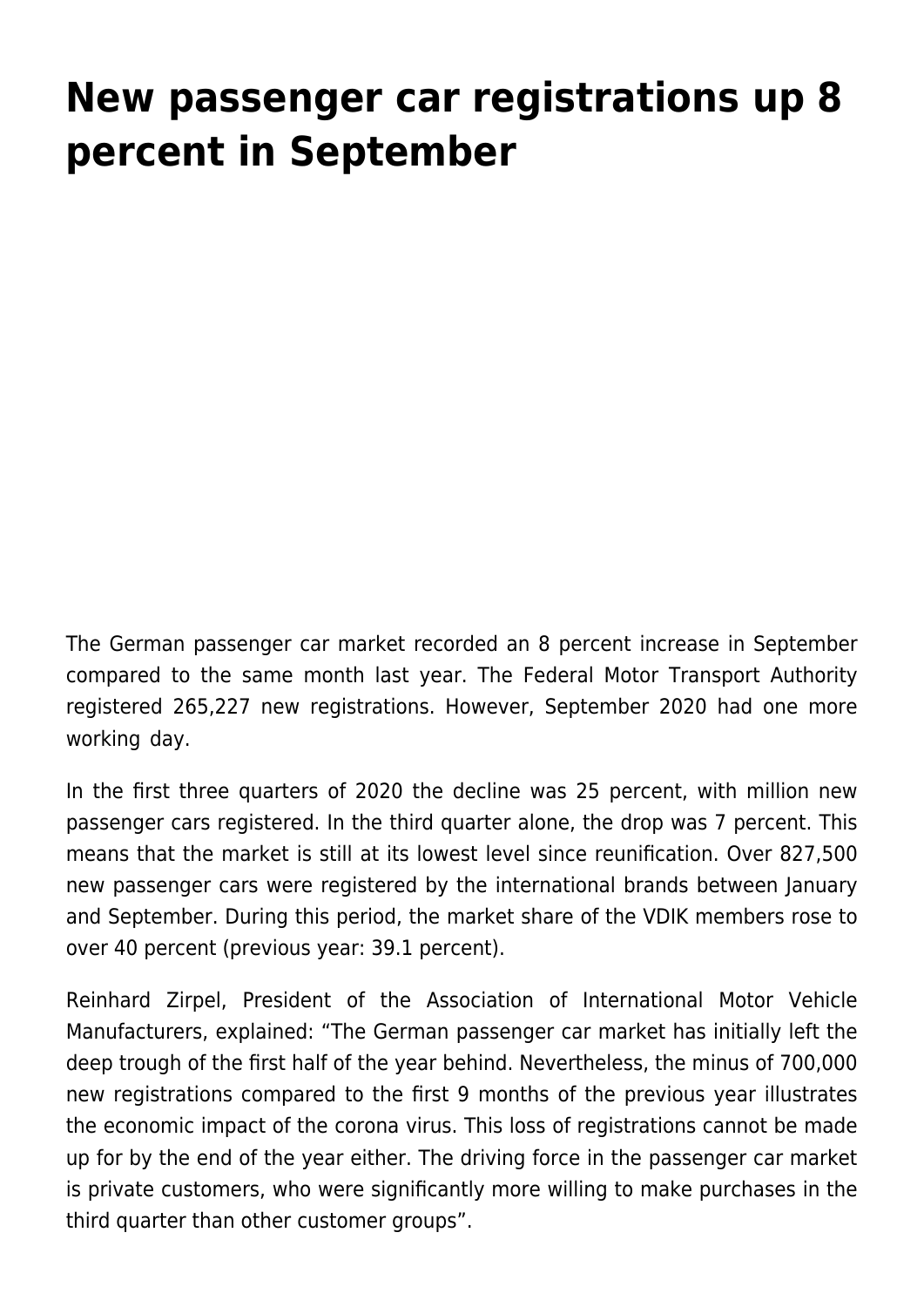# New passenger car registrations up 8 percent in September

The German passenger car market recorded an 8 percent increase in September compared to the same month last year. The Federal Motor Transport Authority registered 265,227 new registrations. However, September 2020 had one more working day.

In the first three quarters of 2020 the decline was 25 percent, with million new passenger cars registered. In the third quarter alone, the drop was 7 percent. This means that the market is still at its lowest level since reunification. Over 827,500 new passenger cars were registered by the international brands between January and September. During this period, the market share of the VDIK members rose to over 40 percent (previous year: 39.1 percent).

Reinhard Zirpel, President of the Association of International Motor Vehicle Manufacturers, explained: "The German passenger car market has initially left the deep trough of the first half of the year behind. Nevertheless, the minus of 700,000 new registrations compared to the first 9 months of the previous year illustrates the economic impact of the corona virus. This loss of registrations cannot be made up for by the end of the year either. The driving force in the passenger car market is private customers, who were significantly more willing to make purchases in the third quarter than other customer groups".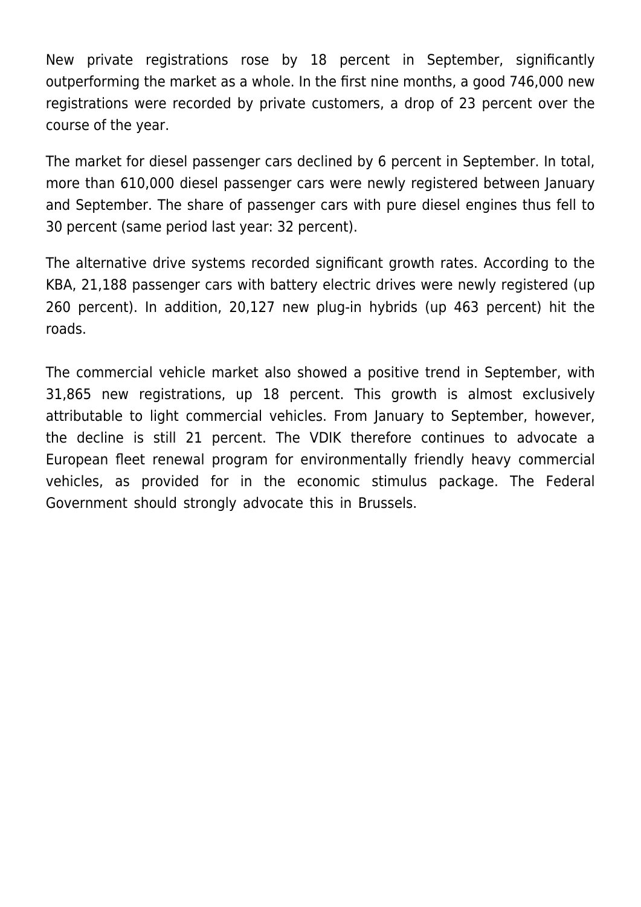New private registrations rose by 18 percent in September, significantly outperforming the market as a whole. In the first nine months, a good 746,000 new registrations were recorded by private customers, a drop of 23 percent over the course of the year.

The market for diesel passenger cars declined by 6 percent in September. In total, more than 610,000 diesel passenger cars were newly registered between January and September. The share of passenger cars with pure diesel engines thus fell to 30 percent (same period last year: 32 percent).

The alternative drive systems recorded significant growth rates. According to the KBA, 21,188 passenger cars with battery electric drives were newly registered (up 260 percent). In addition, 20,127 new plug-in hybrids (up 463 percent) hit the roads.

The commercial vehicle market also showed a positive trend in September, with 31,865 new registrations, up 18 percent. This growth is almost exclusively attributable to light commercial vehicles. From January to September, however, the decline is still 21 percent. The VDIK therefore continues to advocate a European fleet renewal program for environmentally friendly heavy commercial vehicles, as provided for in the economic stimulus package. The Federal Government should strongly advocate this in Brussels.